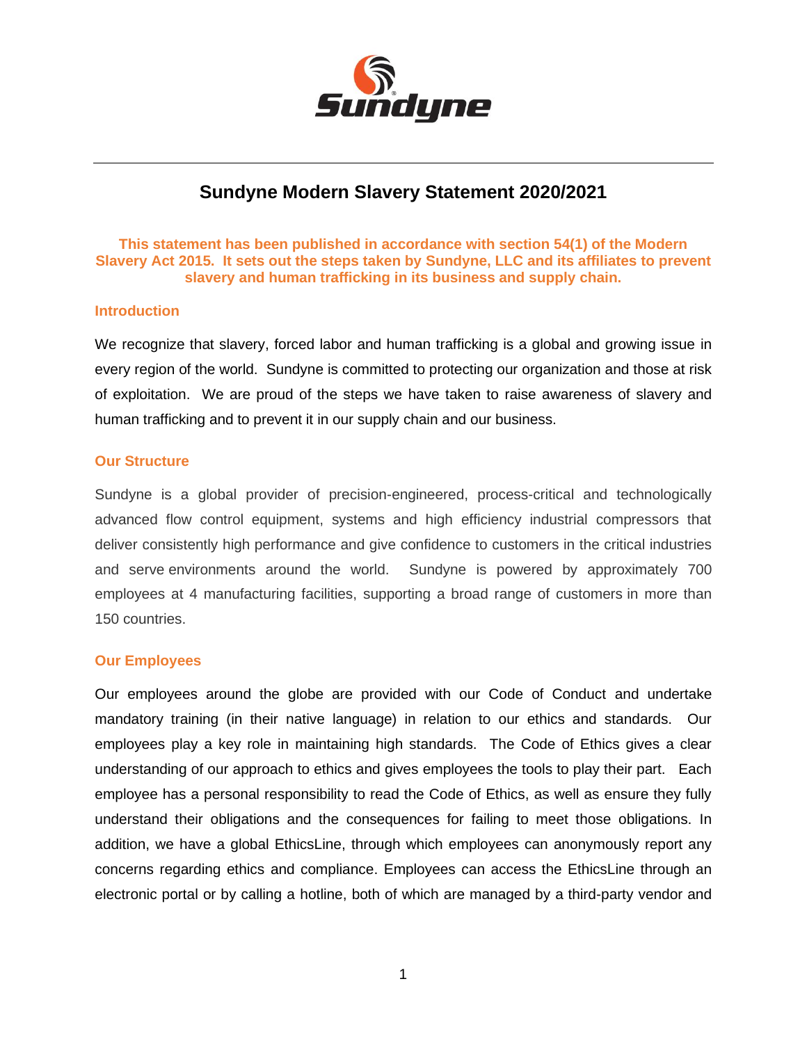# Sundyne Modern Slavery Statement 2020/2021

**This statement has been published in accordance with section 54(1) of the Modern Slavery Act 2015. It sets out the steps taken by Sundyne, LLC and its affiliates to prevent slavery and human trafficking in its business and supply chain.**

## Introduction

We recognize that slavery, forced labor and human trafficking is a global and growing issue in every region of the world. Sundyne is committed to protecting our organization and those at risk of exploitation. We are proud of the steps we have taken to raise awareness of slavery and human trafficking and to prevent it in our supply chain and our business.

## Our Structure

Sundyne is a global provider of precision-engineered, process-critical and technologically advanced flow control equipment, systems and high efficiency industrial compressors that deliver consistently high performance and give confidence to customers in the critical industries and serve environments around the world. Sundyne is powered by approximately 700 employees at 4 manufacturing facilities, supporting a broad range of customers in more than 150 countries.

## Our Employees

Our employees around the globe are provided with our Code of Conduct and undertake mandatory training (in their native language) in relation to our ethics and standards. Our employees play a key role in maintaining high standards. The Code of Ethics gives a clear understanding of our approach to ethics and gives employees the tools to play their part. Each employee has a personal responsibility to read the Code of Ethics, as well as ensure they fully understand their obligations and the consequences for failing to meet those obligations. In addition, we have a global EthicsLine, through which employees can anonymously report any concerns regarding ethics and compliance. Employees can access the EthicsLine through an electronic portal or by calling a hotline, both of which are managed by a third-party vendor and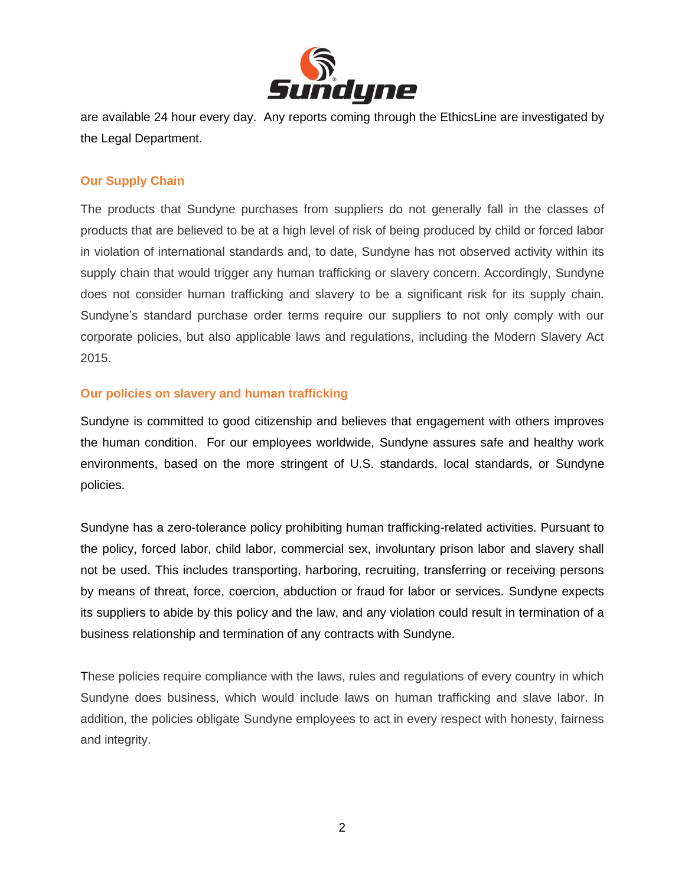are available 24 hour every day. Any reports coming through the EthicsLine are investigated by the Legal Department.

## Our Supply Chain

The products that Sundyne purchases from suppliers do not generally fall in the classes of products that are believed to be at a high level of risk of being produced by child or forced labor in violation of international standards and, to date, Sundyne has not observed activity within its supply chain that would trigger any human trafficking or slavery concern. Accordingly, Sundyne does not consider human trafficking and slavery to be a significant risk for its supply chain. Sundyne's standard purchase order terms require our suppliers to not only comply with our corporate policies, but also applicable laws and regulations, including the Modern Slavery Act 2015.

## Our policies on slavery and human trafficking

Sundyne is committed to good citizenship and believes that engagement with others improves the human condition. For our employees worldwide, Sundyne assures safe and healthy work environments, based on the more stringent of U.S. standards, local standards, or Sundyne policies.

Sundyne has a zero-tolerance policy prohibiting human trafficking-related activities. Pursuant to the policy, forced labor, child labor, commercial sex, involuntary prison labor and slavery shall not be used. This includes transporting, harboring, recruiting, transferring or receiving persons by means of threat, force, coercion, abduction or fraud for labor or services. Sundyne expects its suppliers to abide by this policy and the law, and any violation could result in termination of a business relationship and termination of any contracts with Sundyne.

These policies require compliance with the laws, rules and regulations of every country in which Sundyne does business, which would include laws on human trafficking and slave labor. In addition, the policies obligate Sundyne employees to act in every respect with honesty, fairness and integrity.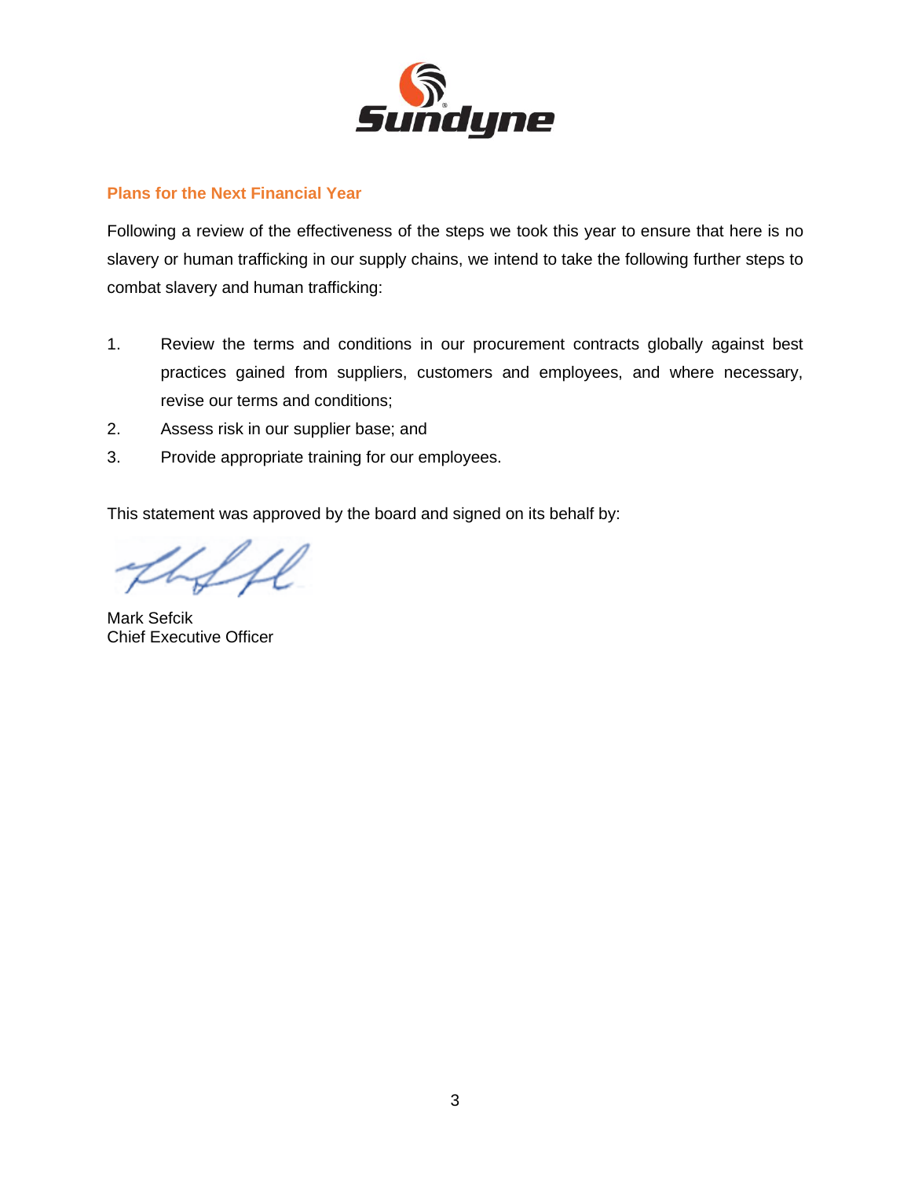## Plans for the Next Financial Year

Following a review of the effectiveness of the steps we took this year to ensure that here is no slavery or human trafficking in our supply chains, we intend to take the following further steps to combat slavery and human trafficking:

1. Review the terms and conditions in our procurement contracts globally against best practices gained from suppliers, customers and employees, and where necessary, revise our terms and conditions;
2. Assess risk in our supplier base; and
3. Provide appropriate training for our employees.

This statement was approved by the board and signed on its behalf by:

Mark Sefcik
Chief Executive Officer